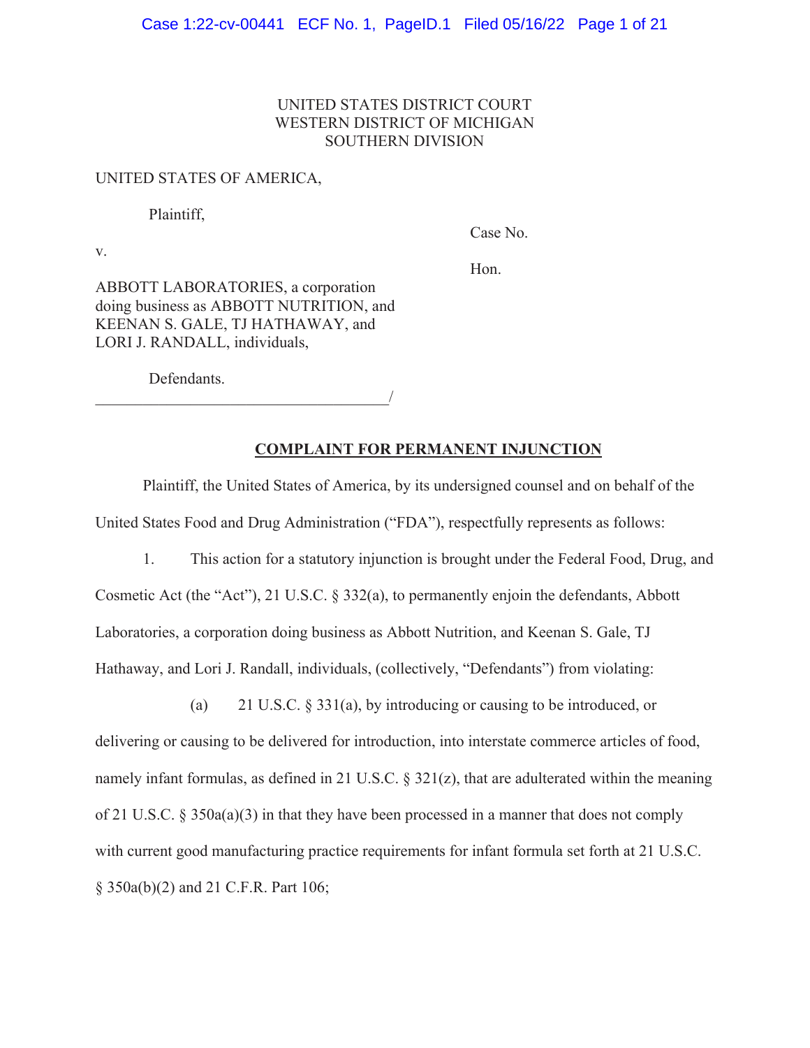UNITED STATES DISTRICT COURT
WESTERN DISTRICT OF MICHIGAN
SOUTHERN DIVISION

UNITED STATES OF AMERICA,

Plaintiff,

v.

ABBOTT LABORATORIES, a corporation doing business as ABBOTT NUTRITION, and KEENAN S. GALE, TJ HATHAWAY, and LORI J. RANDALL, individuals,

Defendants.

Case No.

Hon.

## COMPLAINT FOR PERMANENT INJUNCTION

Plaintiff, the United States of America, by its undersigned counsel and on behalf of the United States Food and Drug Administration ("FDA"), respectfully represents as follows:

1. This action for a statutory injunction is brought under the Federal Food, Drug, and Cosmetic Act (the "Act"), 21 U.S.C. § 332(a), to permanently enjoin the defendants, Abbott Laboratories, a corporation doing business as Abbott Nutrition, and Keenan S. Gale, TJ Hathaway, and Lori J. Randall, individuals, (collectively, "Defendants") from violating:

   (a) 21 U.S.C. § 331(a), by introducing or causing to be introduced, or delivering or causing to be delivered for introduction, into interstate commerce articles of food, namely infant formulas, as defined in 21 U.S.C. § 321(z), that are adulterated within the meaning of 21 U.S.C. § 350a(a)(3) in that they have been processed in a manner that does not comply with current good manufacturing practice requirements for infant formula set forth at 21 U.S.C. § 350a(b)(2) and 21 C.F.R. Part 106;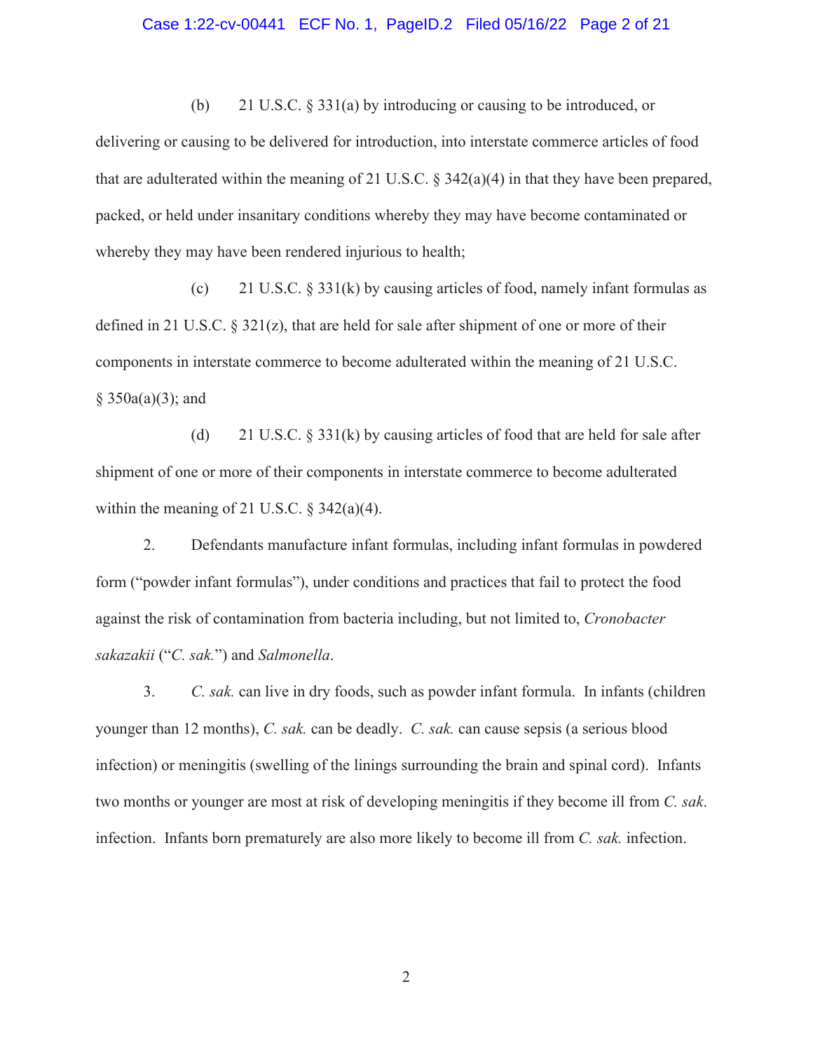(b) 21 U.S.C. § 331(a) by introducing or causing to be introduced, or delivering or causing to be delivered for introduction, into interstate commerce articles of food that are adulterated within the meaning of 21 U.S.C. § 342(a)(4) in that they have been prepared, packed, or held under insanitary conditions whereby they may have become contaminated or whereby they may have been rendered injurious to health;

(c) 21 U.S.C. § 331(k) by causing articles of food, namely infant formulas as defined in 21 U.S.C. § 321(z), that are held for sale after shipment of one or more of their components in interstate commerce to become adulterated within the meaning of 21 U.S.C. § 350a(a)(3); and

(d) 21 U.S.C. § 331(k) by causing articles of food that are held for sale after shipment of one or more of their components in interstate commerce to become adulterated within the meaning of 21 U.S.C. § 342(a)(4).

2. Defendants manufacture infant formulas, including infant formulas in powdered form ("powder infant formulas"), under conditions and practices that fail to protect the food against the risk of contamination from bacteria including, but not limited to, *Cronobacter sakazakii* ("*C. sak.*") and *Salmonella*.

3. *C. sak.* can live in dry foods, such as powder infant formula. In infants (children younger than 12 months), *C. sak.* can be deadly. *C. sak.* can cause sepsis (a serious blood infection) or meningitis (swelling of the linings surrounding the brain and spinal cord). Infants two months or younger are most at risk of developing meningitis if they become ill from *C. sak.* infection. Infants born prematurely are also more likely to become ill from *C. sak.* infection.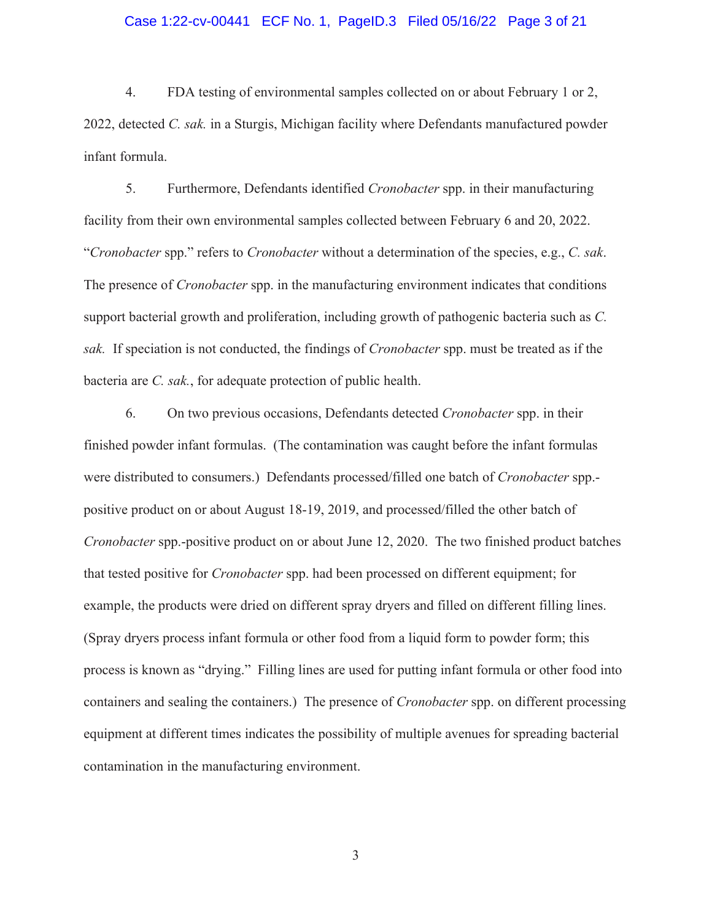4. FDA testing of environmental samples collected on or about February 1 or 2, 2022, detected *C. sak.* in a Sturgis, Michigan facility where Defendants manufactured powder infant formula.

5. Furthermore, Defendants identified *Cronobacter* spp. in their manufacturing facility from their own environmental samples collected between February 6 and 20, 2022. "*Cronobacter* spp." refers to *Cronobacter* without a determination of the species, e.g., *C. sak*. The presence of *Cronobacter* spp. in the manufacturing environment indicates that conditions support bacterial growth and proliferation, including growth of pathogenic bacteria such as *C. sak.* If speciation is not conducted, the findings of *Cronobacter* spp. must be treated as if the bacteria are *C. sak.*, for adequate protection of public health.

6. On two previous occasions, Defendants detected *Cronobacter* spp. in their finished powder infant formulas. (The contamination was caught before the infant formulas were distributed to consumers.) Defendants processed/filled one batch of *Cronobacter* spp.-positive product on or about August 18-19, 2019, and processed/filled the other batch of *Cronobacter* spp.-positive product on or about June 12, 2020. The two finished product batches that tested positive for *Cronobacter* spp. had been processed on different equipment; for example, the products were dried on different spray dryers and filled on different filling lines. (Spray dryers process infant formula or other food from a liquid form to powder form; this process is known as "drying." Filling lines are used for putting infant formula or other food into containers and sealing the containers.) The presence of *Cronobacter* spp. on different processing equipment at different times indicates the possibility of multiple avenues for spreading bacterial contamination in the manufacturing environment.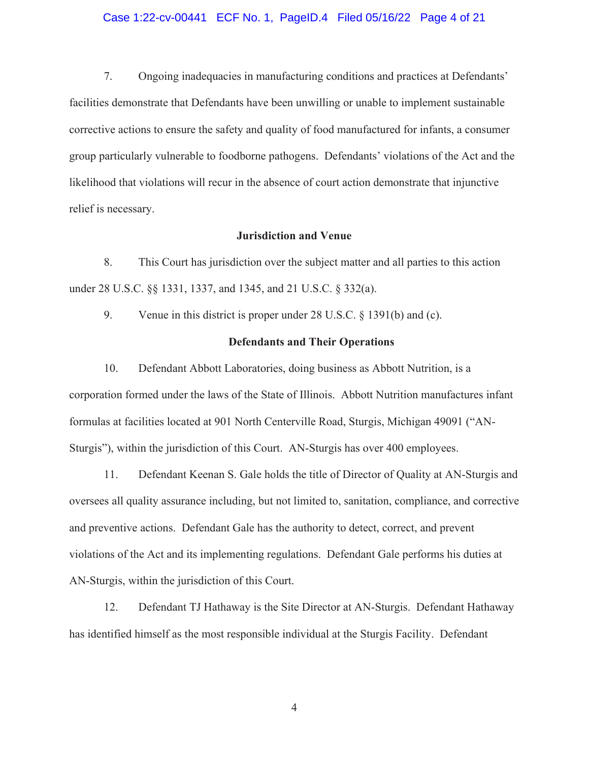7. Ongoing inadequacies in manufacturing conditions and practices at Defendants' facilities demonstrate that Defendants have been unwilling or unable to implement sustainable corrective actions to ensure the safety and quality of food manufactured for infants, a consumer group particularly vulnerable to foodborne pathogens. Defendants' violations of the Act and the likelihood that violations will recur in the absence of court action demonstrate that injunctive relief is necessary.

**Jurisdiction and Venue**

8. This Court has jurisdiction over the subject matter and all parties to this action under 28 U.S.C. §§ 1331, 1337, and 1345, and 21 U.S.C. § 332(a).

9. Venue in this district is proper under 28 U.S.C. § 1391(b) and (c).

**Defendants and Their Operations**

10. Defendant Abbott Laboratories, doing business as Abbott Nutrition, is a corporation formed under the laws of the State of Illinois. Abbott Nutrition manufactures infant formulas at facilities located at 901 North Centerville Road, Sturgis, Michigan 49091 ("AN-Sturgis"), within the jurisdiction of this Court. AN-Sturgis has over 400 employees.

11. Defendant Keenan S. Gale holds the title of Director of Quality at AN-Sturgis and oversees all quality assurance including, but not limited to, sanitation, compliance, and corrective and preventive actions. Defendant Gale has the authority to detect, correct, and prevent violations of the Act and its implementing regulations. Defendant Gale performs his duties at AN-Sturgis, within the jurisdiction of this Court.

12. Defendant TJ Hathaway is the Site Director at AN-Sturgis. Defendant Hathaway has identified himself as the most responsible individual at the Sturgis Facility. Defendant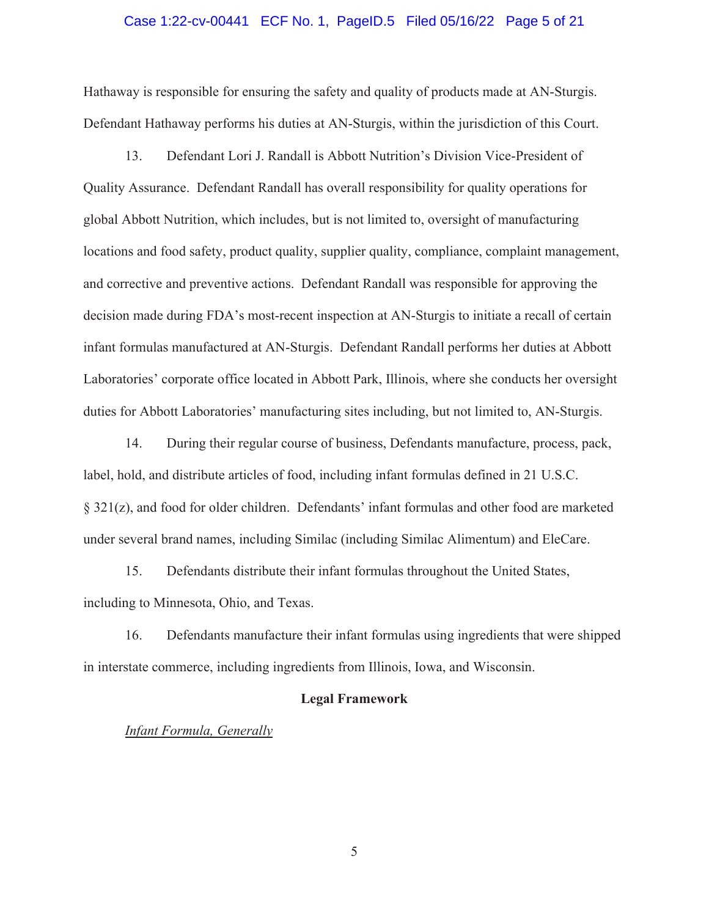Hathaway is responsible for ensuring the safety and quality of products made at AN-Sturgis. Defendant Hathaway performs his duties at AN-Sturgis, within the jurisdiction of this Court.

13. Defendant Lori J. Randall is Abbott Nutrition's Division Vice-President of Quality Assurance. Defendant Randall has overall responsibility for quality operations for global Abbott Nutrition, which includes, but is not limited to, oversight of manufacturing locations and food safety, product quality, supplier quality, compliance, complaint management, and corrective and preventive actions. Defendant Randall was responsible for approving the decision made during FDA's most-recent inspection at AN-Sturgis to initiate a recall of certain infant formulas manufactured at AN-Sturgis. Defendant Randall performs her duties at Abbott Laboratories' corporate office located in Abbott Park, Illinois, where she conducts her oversight duties for Abbott Laboratories' manufacturing sites including, but not limited to, AN-Sturgis.

14. During their regular course of business, Defendants manufacture, process, pack, label, hold, and distribute articles of food, including infant formulas defined in 21 U.S.C. § 321(z), and food for older children. Defendants' infant formulas and other food are marketed under several brand names, including Similac (including Similac Alimentum) and EleCare.

15. Defendants distribute their infant formulas throughout the United States, including to Minnesota, Ohio, and Texas.

16. Defendants manufacture their infant formulas using ingredients that were shipped in interstate commerce, including ingredients from Illinois, Iowa, and Wisconsin.

## Legal Framework

*Infant Formula, Generally*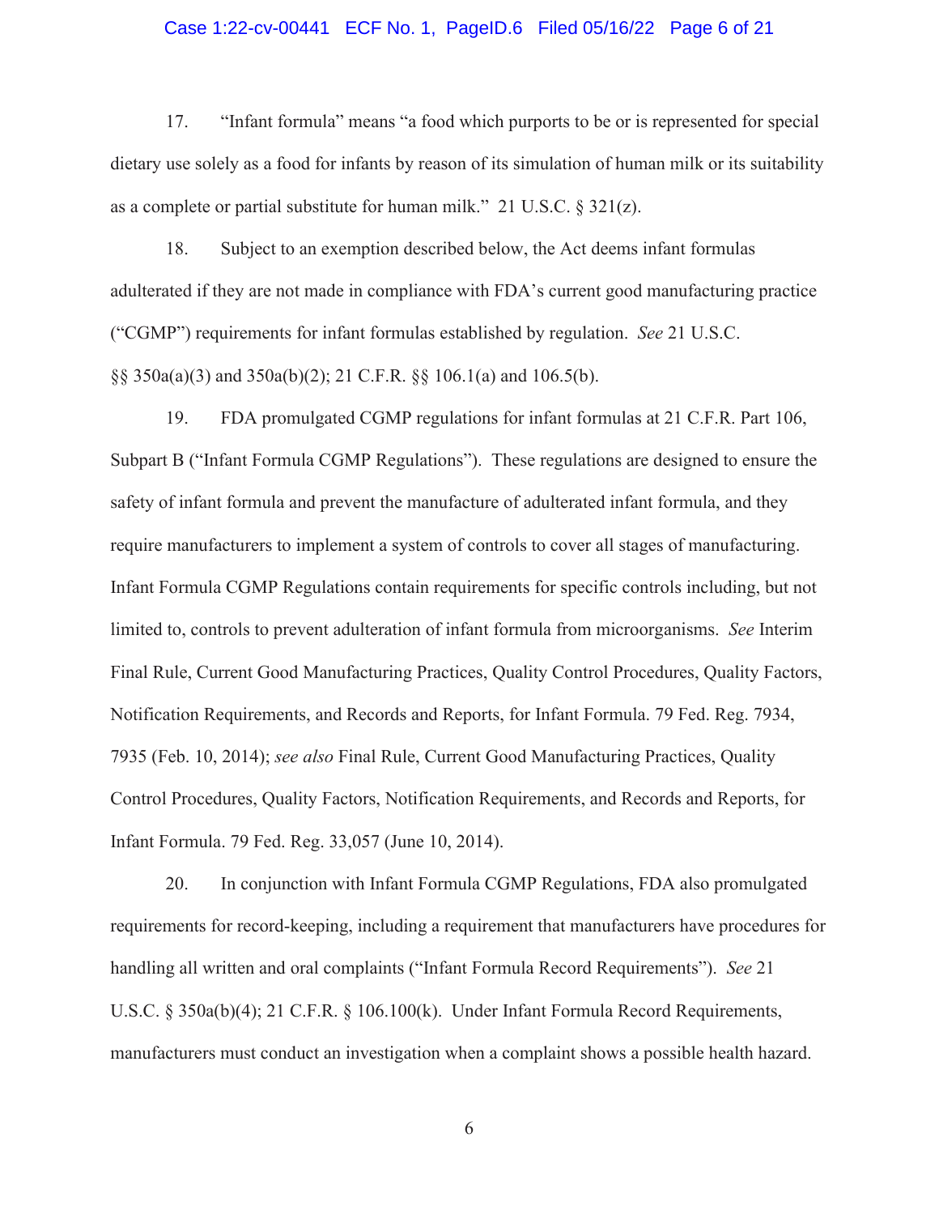17. "Infant formula" means "a food which purports to be or is represented for special dietary use solely as a food for infants by reason of its simulation of human milk or its suitability as a complete or partial substitute for human milk." 21 U.S.C. § 321(z).

18. Subject to an exemption described below, the Act deems infant formulas adulterated if they are not made in compliance with FDA's current good manufacturing practice ("CGMP") requirements for infant formulas established by regulation. *See* 21 U.S.C. §§ 350a(a)(3) and 350a(b)(2); 21 C.F.R. §§ 106.1(a) and 106.5(b).

19. FDA promulgated CGMP regulations for infant formulas at 21 C.F.R. Part 106, Subpart B ("Infant Formula CGMP Regulations"). These regulations are designed to ensure the safety of infant formula and prevent the manufacture of adulterated infant formula, and they require manufacturers to implement a system of controls to cover all stages of manufacturing. Infant Formula CGMP Regulations contain requirements for specific controls including, but not limited to, controls to prevent adulteration of infant formula from microorganisms. *See* Interim Final Rule, Current Good Manufacturing Practices, Quality Control Procedures, Quality Factors, Notification Requirements, and Records and Reports, for Infant Formula. 79 Fed. Reg. 7934, 7935 (Feb. 10, 2014); *see also* Final Rule, Current Good Manufacturing Practices, Quality Control Procedures, Quality Factors, Notification Requirements, and Records and Reports, for Infant Formula. 79 Fed. Reg. 33,057 (June 10, 2014).

20. In conjunction with Infant Formula CGMP Regulations, FDA also promulgated requirements for record-keeping, including a requirement that manufacturers have procedures for handling all written and oral complaints ("Infant Formula Record Requirements"). *See* 21 U.S.C. § 350a(b)(4); 21 C.F.R. § 106.100(k). Under Infant Formula Record Requirements, manufacturers must conduct an investigation when a complaint shows a possible health hazard.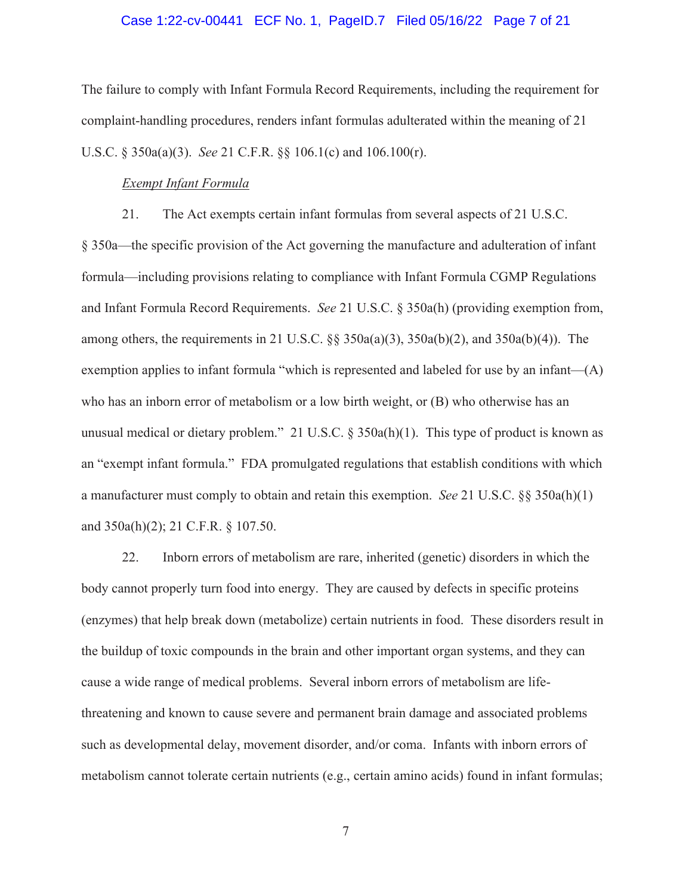The failure to comply with Infant Formula Record Requirements, including the requirement for complaint-handling procedures, renders infant formulas adulterated within the meaning of 21 U.S.C. § 350a(a)(3). *See* 21 C.F.R. §§ 106.1(c) and 106.100(r).

*Exempt Infant Formula*

21. The Act exempts certain infant formulas from several aspects of 21 U.S.C. § 350a—the specific provision of the Act governing the manufacture and adulteration of infant formula—including provisions relating to compliance with Infant Formula CGMP Regulations and Infant Formula Record Requirements. *See* 21 U.S.C. § 350a(h) (providing exemption from, among others, the requirements in 21 U.S.C. §§ 350a(a)(3), 350a(b)(2), and 350a(b)(4)). The exemption applies to infant formula "which is represented and labeled for use by an infant—(A) who has an inborn error of metabolism or a low birth weight, or (B) who otherwise has an unusual medical or dietary problem." 21 U.S.C. § 350a(h)(1). This type of product is known as an "exempt infant formula." FDA promulgated regulations that establish conditions with which a manufacturer must comply to obtain and retain this exemption. *See* 21 U.S.C. §§ 350a(h)(1) and 350a(h)(2); 21 C.F.R. § 107.50.

22. Inborn errors of metabolism are rare, inherited (genetic) disorders in which the body cannot properly turn food into energy. They are caused by defects in specific proteins (enzymes) that help break down (metabolize) certain nutrients in food. These disorders result in the buildup of toxic compounds in the brain and other important organ systems, and they can cause a wide range of medical problems. Several inborn errors of metabolism are life-threatening and known to cause severe and permanent brain damage and associated problems such as developmental delay, movement disorder, and/or coma. Infants with inborn errors of metabolism cannot tolerate certain nutrients (e.g., certain amino acids) found in infant formulas;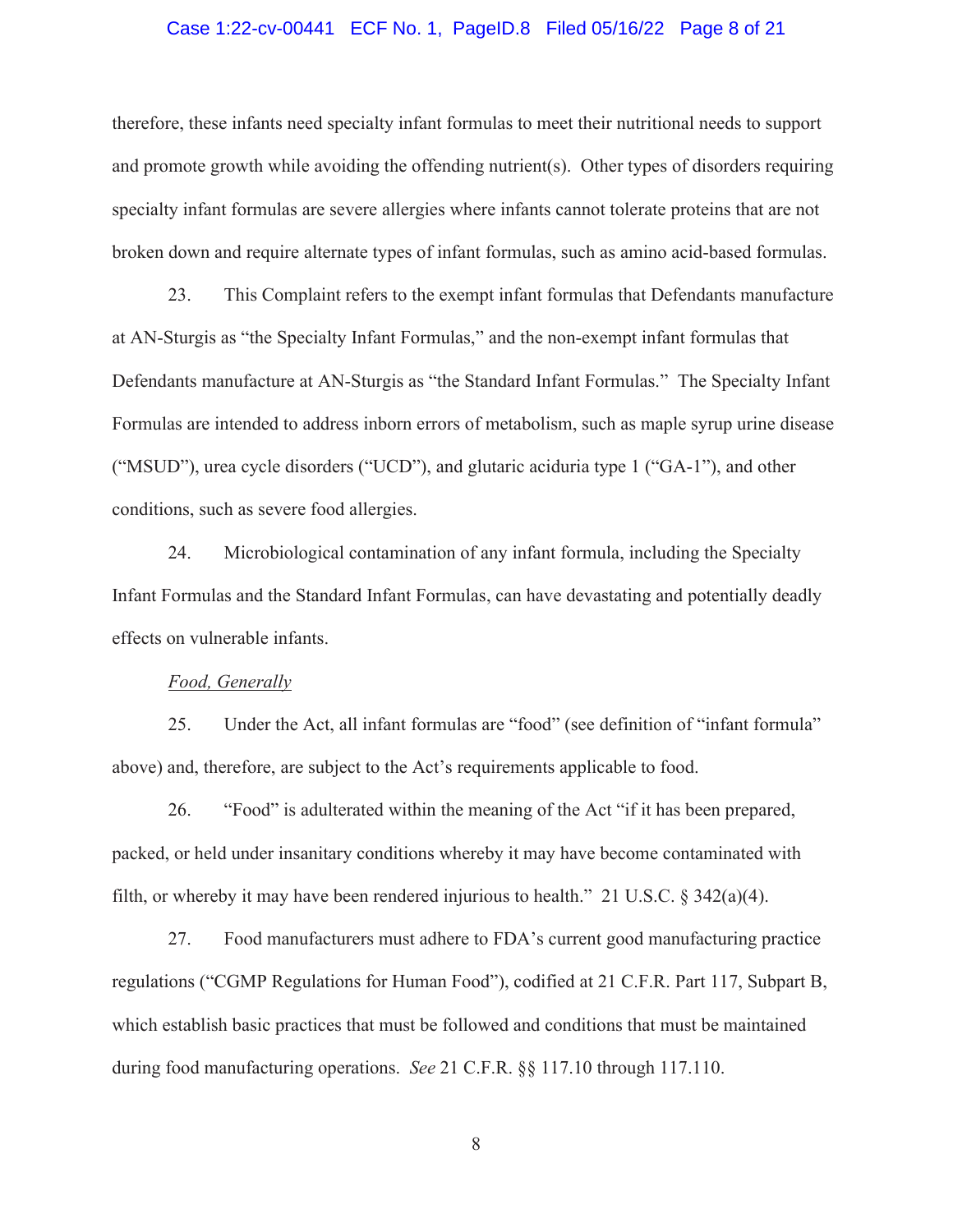therefore, these infants need specialty infant formulas to meet their nutritional needs to support and promote growth while avoiding the offending nutrient(s). Other types of disorders requiring specialty infant formulas are severe allergies where infants cannot tolerate proteins that are not broken down and require alternate types of infant formulas, such as amino acid-based formulas.

23. This Complaint refers to the exempt infant formulas that Defendants manufacture at AN-Sturgis as "the Specialty Infant Formulas," and the non-exempt infant formulas that Defendants manufacture at AN-Sturgis as "the Standard Infant Formulas." The Specialty Infant Formulas are intended to address inborn errors of metabolism, such as maple syrup urine disease ("MSUD"), urea cycle disorders ("UCD"), and glutaric aciduria type 1 ("GA-1"), and other conditions, such as severe food allergies.

24. Microbiological contamination of any infant formula, including the Specialty Infant Formulas and the Standard Infant Formulas, can have devastating and potentially deadly effects on vulnerable infants.

*Food, Generally*

25. Under the Act, all infant formulas are "food" (see definition of "infant formula" above) and, therefore, are subject to the Act's requirements applicable to food.

26. "Food" is adulterated within the meaning of the Act "if it has been prepared, packed, or held under insanitary conditions whereby it may have become contaminated with filth, or whereby it may have been rendered injurious to health." 21 U.S.C. § 342(a)(4).

27. Food manufacturers must adhere to FDA's current good manufacturing practice regulations ("CGMP Regulations for Human Food"), codified at 21 C.F.R. Part 117, Subpart B, which establish basic practices that must be followed and conditions that must be maintained during food manufacturing operations. *See* 21 C.F.R. §§ 117.10 through 117.110.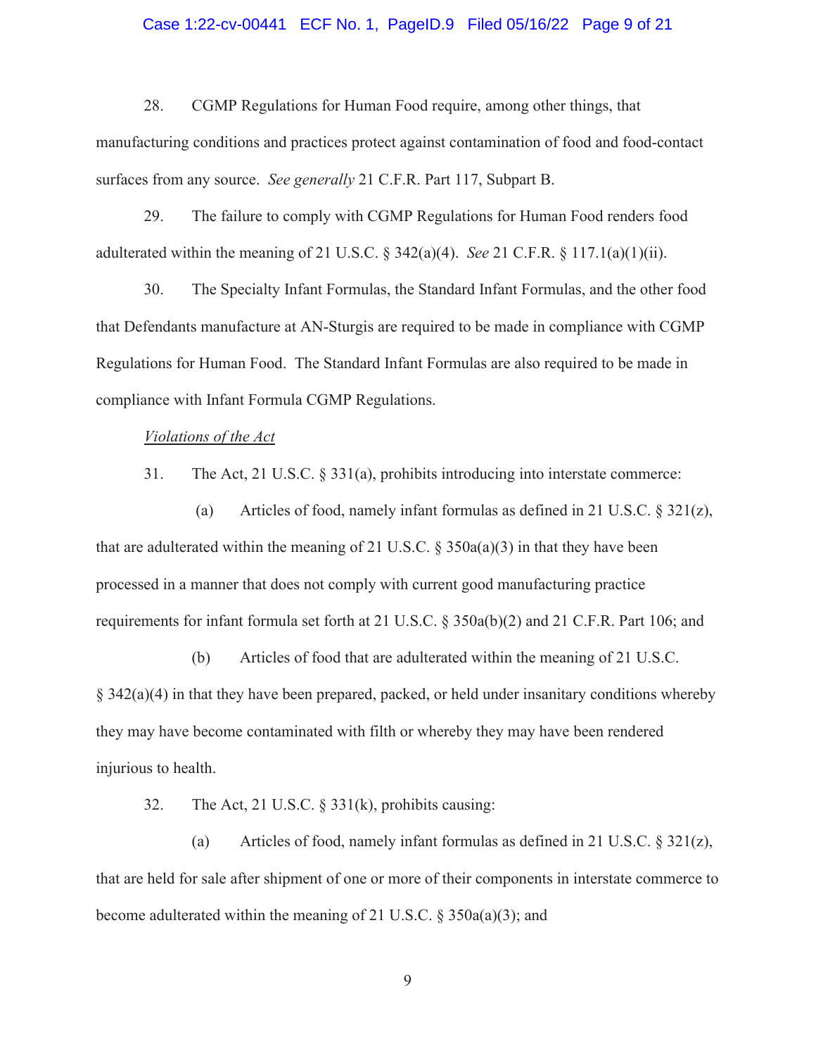28. CGMP Regulations for Human Food require, among other things, that manufacturing conditions and practices protect against contamination of food and food-contact surfaces from any source. *See generally* 21 C.F.R. Part 117, Subpart B.

29. The failure to comply with CGMP Regulations for Human Food renders food adulterated within the meaning of 21 U.S.C. § 342(a)(4). *See* 21 C.F.R. § 117.1(a)(1)(ii).

30. The Specialty Infant Formulas, the Standard Infant Formulas, and the other food that Defendants manufacture at AN-Sturgis are required to be made in compliance with CGMP Regulations for Human Food. The Standard Infant Formulas are also required to be made in compliance with Infant Formula CGMP Regulations.

*<u>Violations of the Act</u>*

31. The Act, 21 U.S.C. § 331(a), prohibits introducing into interstate commerce:

(a) Articles of food, namely infant formulas as defined in 21 U.S.C. § 321(z), that are adulterated within the meaning of 21 U.S.C. § 350a(a)(3) in that they have been processed in a manner that does not comply with current good manufacturing practice requirements for infant formula set forth at 21 U.S.C. § 350a(b)(2) and 21 C.F.R. Part 106; and

(b) Articles of food that are adulterated within the meaning of 21 U.S.C. § 342(a)(4) in that they have been prepared, packed, or held under insanitary conditions whereby they may have become contaminated with filth or whereby they may have been rendered injurious to health.

32. The Act, 21 U.S.C. § 331(k), prohibits causing:

(a) Articles of food, namely infant formulas as defined in 21 U.S.C. § 321(z), that are held for sale after shipment of one or more of their components in interstate commerce to become adulterated within the meaning of 21 U.S.C. § 350a(a)(3); and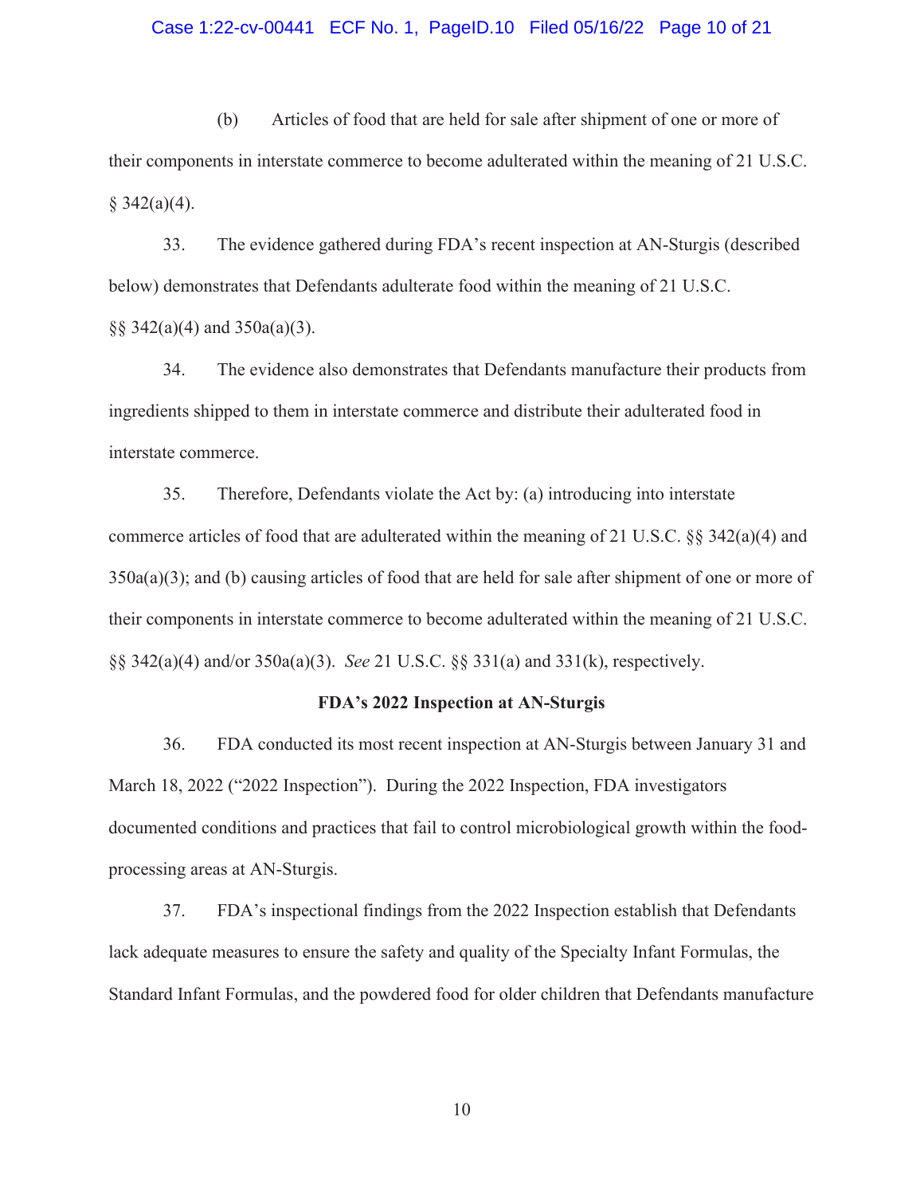(b) Articles of food that are held for sale after shipment of one or more of their components in interstate commerce to become adulterated within the meaning of 21 U.S.C. § 342(a)(4).

33. The evidence gathered during FDA's recent inspection at AN-Sturgis (described below) demonstrates that Defendants adulterate food within the meaning of 21 U.S.C. §§ 342(a)(4) and 350a(a)(3).

34. The evidence also demonstrates that Defendants manufacture their products from ingredients shipped to them in interstate commerce and distribute their adulterated food in interstate commerce.

35. Therefore, Defendants violate the Act by: (a) introducing into interstate commerce articles of food that are adulterated within the meaning of 21 U.S.C. §§ 342(a)(4) and 350a(a)(3); and (b) causing articles of food that are held for sale after shipment of one or more of their components in interstate commerce to become adulterated within the meaning of 21 U.S.C. §§ 342(a)(4) and/or 350a(a)(3). *See* 21 U.S.C. §§ 331(a) and 331(k), respectively.

**FDA's 2022 Inspection at AN-Sturgis**

36. FDA conducted its most recent inspection at AN-Sturgis between January 31 and March 18, 2022 ("2022 Inspection"). During the 2022 Inspection, FDA investigators documented conditions and practices that fail to control microbiological growth within the food-processing areas at AN-Sturgis.

37. FDA's inspectional findings from the 2022 Inspection establish that Defendants lack adequate measures to ensure the safety and quality of the Specialty Infant Formulas, the Standard Infant Formulas, and the powdered food for older children that Defendants manufacture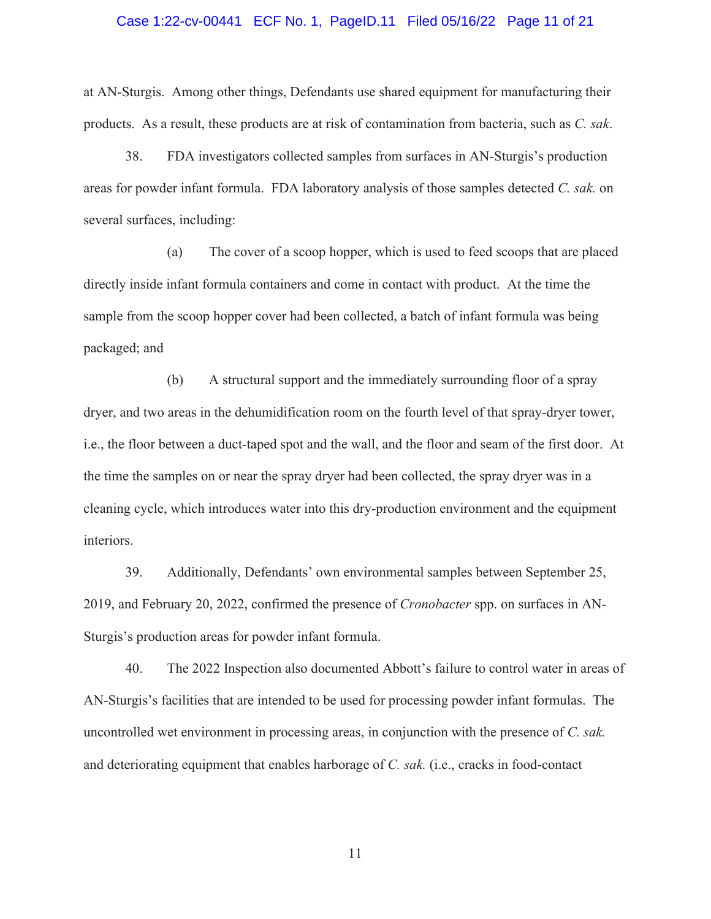at AN-Sturgis. Among other things, Defendants use shared equipment for manufacturing their products. As a result, these products are at risk of contamination from bacteria, such as *C. sak*.

38. FDA investigators collected samples from surfaces in AN-Sturgis's production areas for powder infant formula. FDA laboratory analysis of those samples detected *C. sak.* on several surfaces, including:

(a) The cover of a scoop hopper, which is used to feed scoops that are placed directly inside infant formula containers and come in contact with product. At the time the sample from the scoop hopper cover had been collected, a batch of infant formula was being packaged; and

(b) A structural support and the immediately surrounding floor of a spray dryer, and two areas in the dehumidification room on the fourth level of that spray-dryer tower, i.e., the floor between a duct-taped spot and the wall, and the floor and seam of the first door. At the time the samples on or near the spray dryer had been collected, the spray dryer was in a cleaning cycle, which introduces water into this dry-production environment and the equipment interiors.

39. Additionally, Defendants' own environmental samples between September 25, 2019, and February 20, 2022, confirmed the presence of *Cronobacter* spp. on surfaces in AN-Sturgis's production areas for powder infant formula.

40. The 2022 Inspection also documented Abbott's failure to control water in areas of AN-Sturgis's facilities that are intended to be used for processing powder infant formulas. The uncontrolled wet environment in processing areas, in conjunction with the presence of *C. sak.* and deteriorating equipment that enables harborage of *C. sak.* (i.e., cracks in food-contact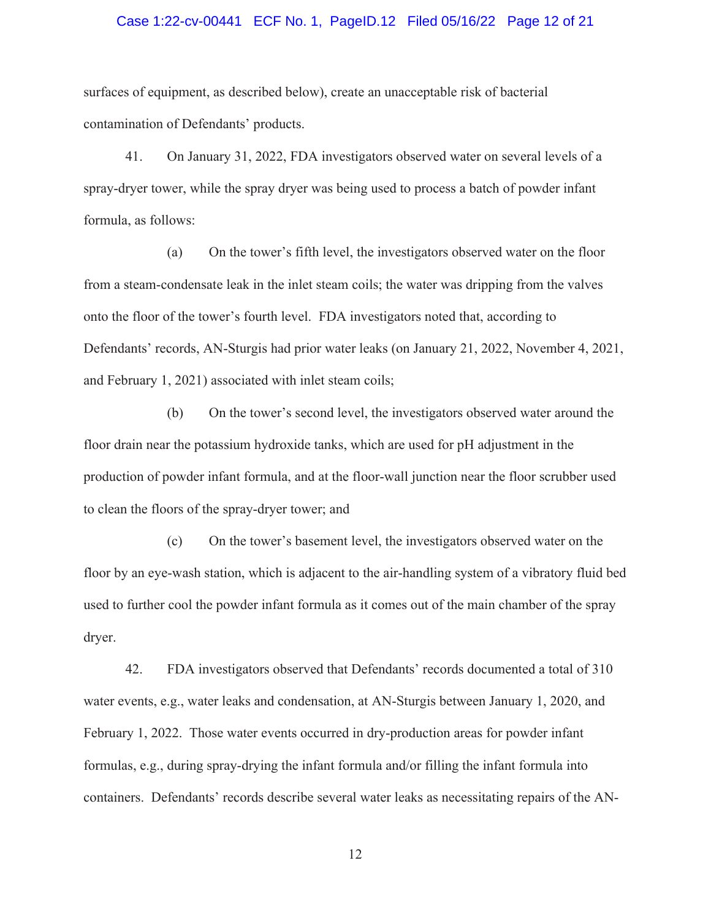surfaces of equipment, as described below), create an unacceptable risk of bacterial contamination of Defendants' products.

41. On January 31, 2022, FDA investigators observed water on several levels of a spray-dryer tower, while the spray dryer was being used to process a batch of powder infant formula, as follows:

(a) On the tower's fifth level, the investigators observed water on the floor from a steam-condensate leak in the inlet steam coils; the water was dripping from the valves onto the floor of the tower's fourth level. FDA investigators noted that, according to Defendants' records, AN-Sturgis had prior water leaks (on January 21, 2022, November 4, 2021, and February 1, 2021) associated with inlet steam coils;

(b) On the tower's second level, the investigators observed water around the floor drain near the potassium hydroxide tanks, which are used for pH adjustment in the production of powder infant formula, and at the floor-wall junction near the floor scrubber used to clean the floors of the spray-dryer tower; and

(c) On the tower's basement level, the investigators observed water on the floor by an eye-wash station, which is adjacent to the air-handling system of a vibratory fluid bed used to further cool the powder infant formula as it comes out of the main chamber of the spray dryer.

42. FDA investigators observed that Defendants' records documented a total of 310 water events, e.g., water leaks and condensation, at AN-Sturgis between January 1, 2020, and February 1, 2022. Those water events occurred in dry-production areas for powder infant formulas, e.g., during spray-drying the infant formula and/or filling the infant formula into containers. Defendants' records describe several water leaks as necessitating repairs of the AN-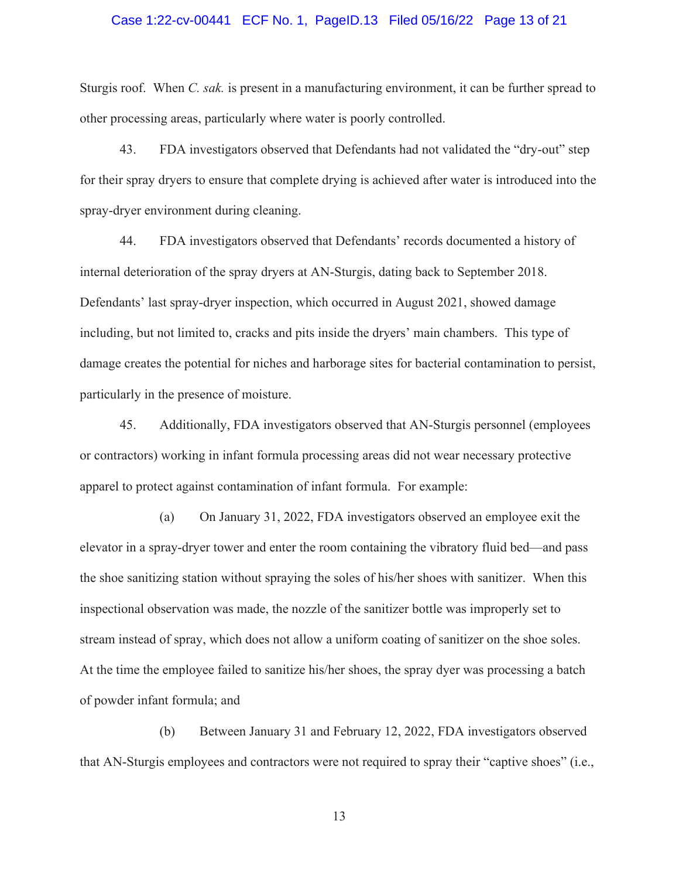Sturgis roof. When *C. sak.* is present in a manufacturing environment, it can be further spread to other processing areas, particularly where water is poorly controlled.

43. FDA investigators observed that Defendants had not validated the "dry-out" step for their spray dryers to ensure that complete drying is achieved after water is introduced into the spray-dryer environment during cleaning.

44. FDA investigators observed that Defendants' records documented a history of internal deterioration of the spray dryers at AN-Sturgis, dating back to September 2018. Defendants' last spray-dryer inspection, which occurred in August 2021, showed damage including, but not limited to, cracks and pits inside the dryers' main chambers. This type of damage creates the potential for niches and harborage sites for bacterial contamination to persist, particularly in the presence of moisture.

45. Additionally, FDA investigators observed that AN-Sturgis personnel (employees or contractors) working in infant formula processing areas did not wear necessary protective apparel to protect against contamination of infant formula. For example:

(a) On January 31, 2022, FDA investigators observed an employee exit the elevator in a spray-dryer tower and enter the room containing the vibratory fluid bed—and pass the shoe sanitizing station without spraying the soles of his/her shoes with sanitizer. When this inspectional observation was made, the nozzle of the sanitizer bottle was improperly set to stream instead of spray, which does not allow a uniform coating of sanitizer on the shoe soles. At the time the employee failed to sanitize his/her shoes, the spray dyer was processing a batch of powder infant formula; and

(b) Between January 31 and February 12, 2022, FDA investigators observed that AN-Sturgis employees and contractors were not required to spray their "captive shoes" (i.e.,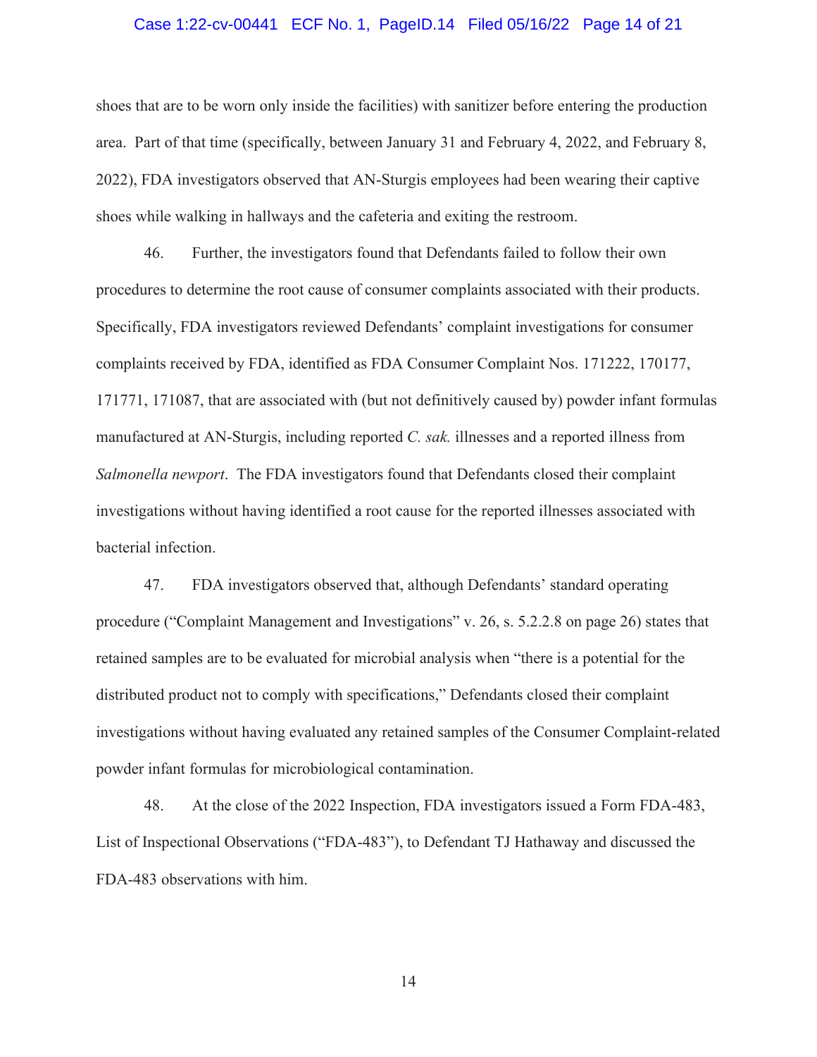shoes that are to be worn only inside the facilities) with sanitizer before entering the production area. Part of that time (specifically, between January 31 and February 4, 2022, and February 8, 2022), FDA investigators observed that AN-Sturgis employees had been wearing their captive shoes while walking in hallways and the cafeteria and exiting the restroom.

46. Further, the investigators found that Defendants failed to follow their own procedures to determine the root cause of consumer complaints associated with their products. Specifically, FDA investigators reviewed Defendants' complaint investigations for consumer complaints received by FDA, identified as FDA Consumer Complaint Nos. 171222, 170177, 171771, 171087, that are associated with (but not definitively caused by) powder infant formulas manufactured at AN-Sturgis, including reported *C. sak.* illnesses and a reported illness from *Salmonella newport*. The FDA investigators found that Defendants closed their complaint investigations without having identified a root cause for the reported illnesses associated with bacterial infection.

47. FDA investigators observed that, although Defendants' standard operating procedure ("Complaint Management and Investigations" v. 26, s. 5.2.2.8 on page 26) states that retained samples are to be evaluated for microbial analysis when "there is a potential for the distributed product not to comply with specifications," Defendants closed their complaint investigations without having evaluated any retained samples of the Consumer Complaint-related powder infant formulas for microbiological contamination.

48. At the close of the 2022 Inspection, FDA investigators issued a Form FDA-483, List of Inspectional Observations ("FDA-483"), to Defendant TJ Hathaway and discussed the FDA-483 observations with him.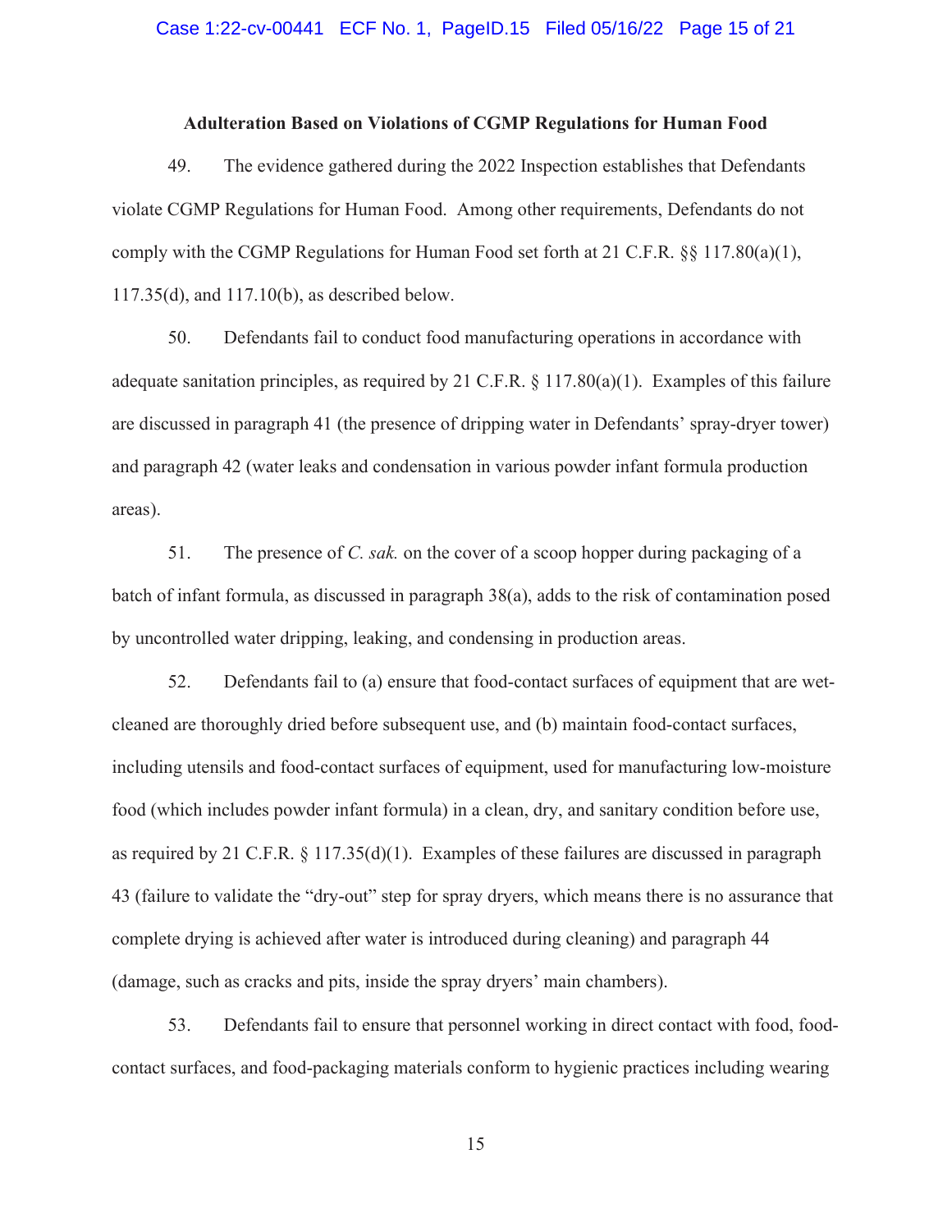**Adulteration Based on Violations of CGMP Regulations for Human Food**

49. The evidence gathered during the 2022 Inspection establishes that Defendants violate CGMP Regulations for Human Food. Among other requirements, Defendants do not comply with the CGMP Regulations for Human Food set forth at 21 C.F.R. §§ 117.80(a)(1), 117.35(d), and 117.10(b), as described below.

50. Defendants fail to conduct food manufacturing operations in accordance with adequate sanitation principles, as required by 21 C.F.R. § 117.80(a)(1). Examples of this failure are discussed in paragraph 41 (the presence of dripping water in Defendants' spray-dryer tower) and paragraph 42 (water leaks and condensation in various powder infant formula production areas).

51. The presence of *C. sak.* on the cover of a scoop hopper during packaging of a batch of infant formula, as discussed in paragraph 38(a), adds to the risk of contamination posed by uncontrolled water dripping, leaking, and condensing in production areas.

52. Defendants fail to (a) ensure that food-contact surfaces of equipment that are wet-cleaned are thoroughly dried before subsequent use, and (b) maintain food-contact surfaces, including utensils and food-contact surfaces of equipment, used for manufacturing low-moisture food (which includes powder infant formula) in a clean, dry, and sanitary condition before use, as required by 21 C.F.R. § 117.35(d)(1). Examples of these failures are discussed in paragraph 43 (failure to validate the "dry-out" step for spray dryers, which means there is no assurance that complete drying is achieved after water is introduced during cleaning) and paragraph 44 (damage, such as cracks and pits, inside the spray dryers' main chambers).

53. Defendants fail to ensure that personnel working in direct contact with food, food-contact surfaces, and food-packaging materials conform to hygienic practices including wearing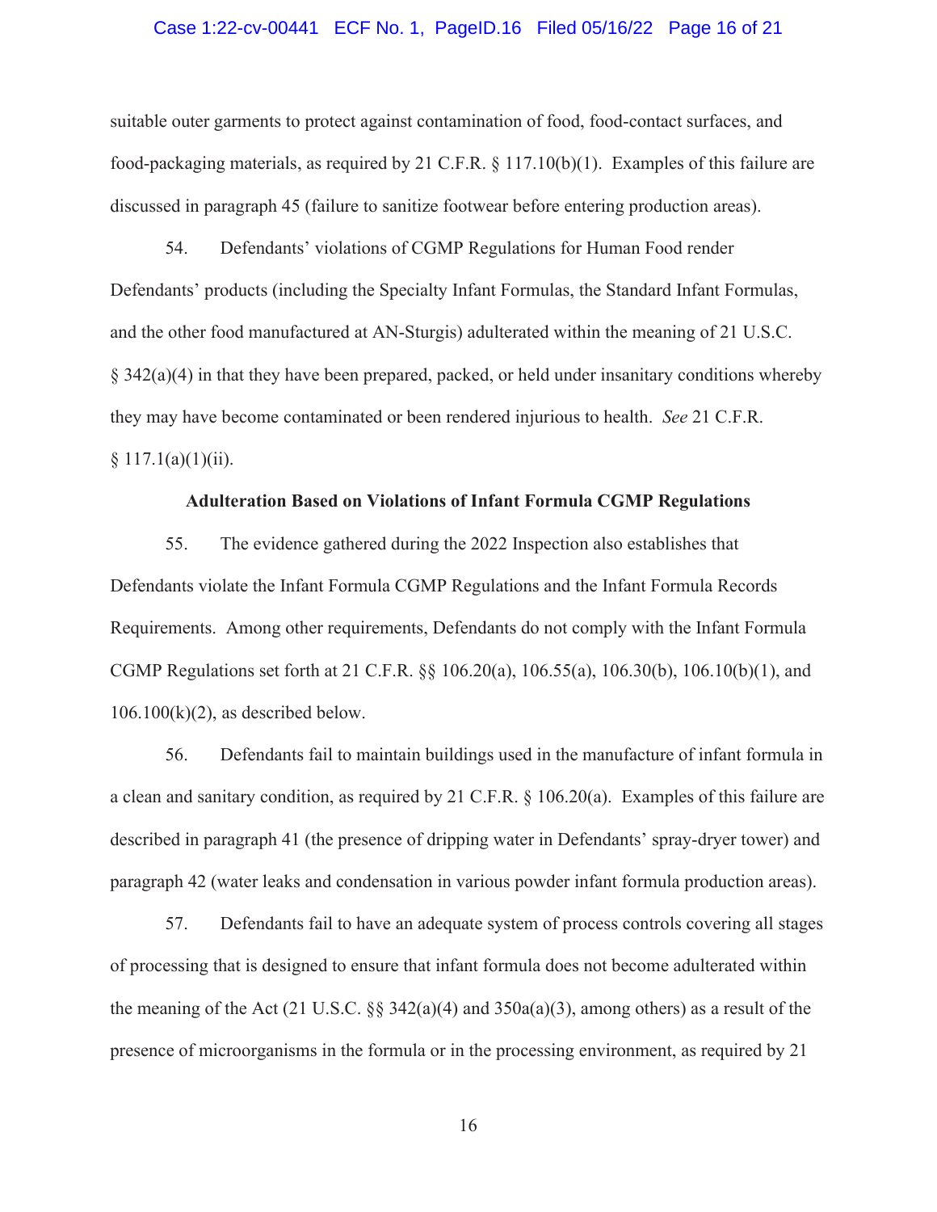suitable outer garments to protect against contamination of food, food-contact surfaces, and food-packaging materials, as required by 21 C.F.R. § 117.10(b)(1). Examples of this failure are discussed in paragraph 45 (failure to sanitize footwear before entering production areas).

54. Defendants' violations of CGMP Regulations for Human Food render Defendants' products (including the Specialty Infant Formulas, the Standard Infant Formulas, and the other food manufactured at AN-Sturgis) adulterated within the meaning of 21 U.S.C. § 342(a)(4) in that they have been prepared, packed, or held under insanitary conditions whereby they may have become contaminated or been rendered injurious to health. *See* 21 C.F.R. § 117.1(a)(1)(ii).

**Adulteration Based on Violations of Infant Formula CGMP Regulations**

55. The evidence gathered during the 2022 Inspection also establishes that Defendants violate the Infant Formula CGMP Regulations and the Infant Formula Records Requirements. Among other requirements, Defendants do not comply with the Infant Formula CGMP Regulations set forth at 21 C.F.R. §§ 106.20(a), 106.55(a), 106.30(b), 106.10(b)(1), and 106.100(k)(2), as described below.

56. Defendants fail to maintain buildings used in the manufacture of infant formula in a clean and sanitary condition, as required by 21 C.F.R. § 106.20(a). Examples of this failure are described in paragraph 41 (the presence of dripping water in Defendants' spray-dryer tower) and paragraph 42 (water leaks and condensation in various powder infant formula production areas).

57. Defendants fail to have an adequate system of process controls covering all stages of processing that is designed to ensure that infant formula does not become adulterated within the meaning of the Act (21 U.S.C. §§ 342(a)(4) and 350a(a)(3), among others) as a result of the presence of microorganisms in the formula or in the processing environment, as required by 21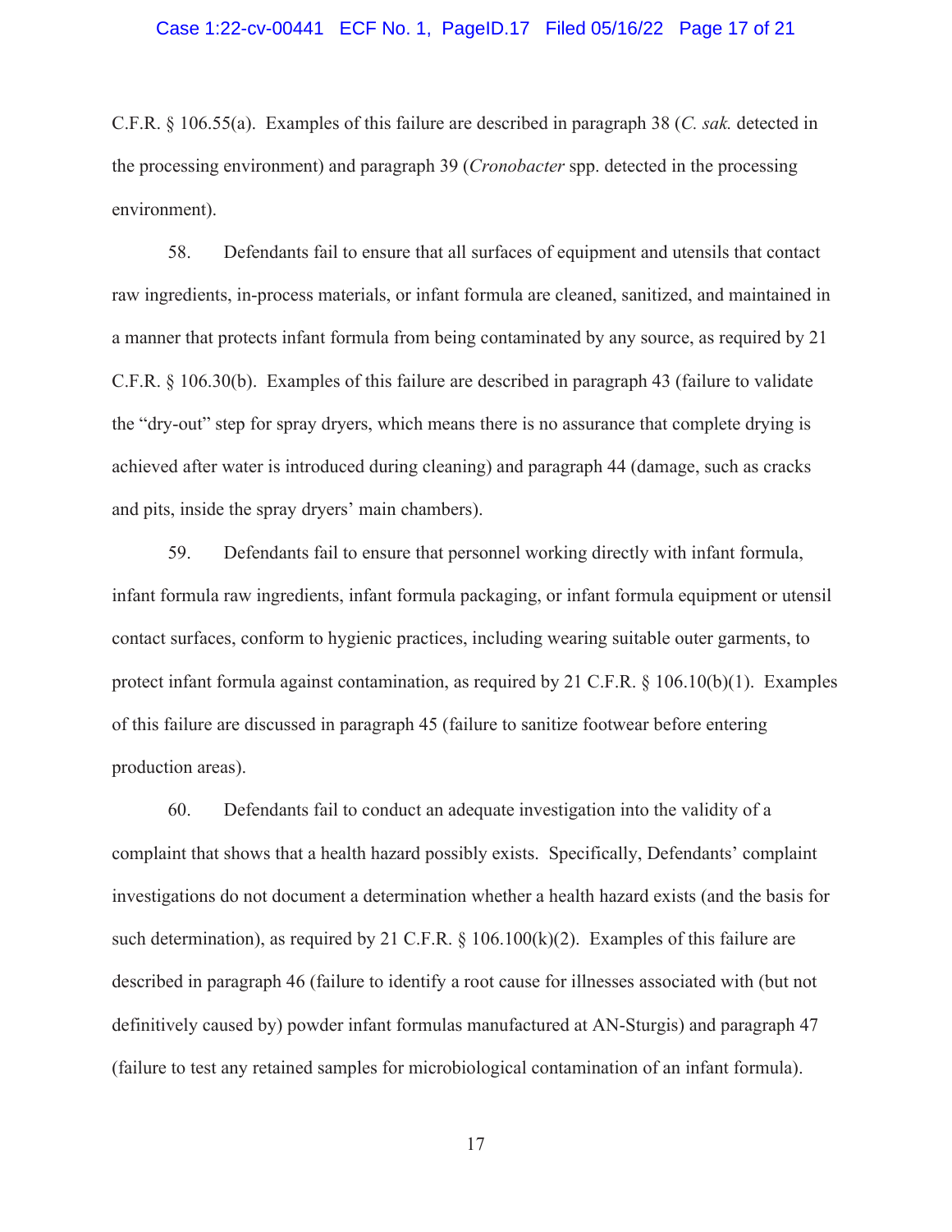C.F.R. § 106.55(a). Examples of this failure are described in paragraph 38 (*C. sak.* detected in the processing environment) and paragraph 39 (*Cronobacter* spp. detected in the processing environment).

58. Defendants fail to ensure that all surfaces of equipment and utensils that contact raw ingredients, in-process materials, or infant formula are cleaned, sanitized, and maintained in a manner that protects infant formula from being contaminated by any source, as required by 21 C.F.R. § 106.30(b). Examples of this failure are described in paragraph 43 (failure to validate the "dry-out" step for spray dryers, which means there is no assurance that complete drying is achieved after water is introduced during cleaning) and paragraph 44 (damage, such as cracks and pits, inside the spray dryers' main chambers).

59. Defendants fail to ensure that personnel working directly with infant formula, infant formula raw ingredients, infant formula packaging, or infant formula equipment or utensil contact surfaces, conform to hygienic practices, including wearing suitable outer garments, to protect infant formula against contamination, as required by 21 C.F.R. § 106.10(b)(1). Examples of this failure are discussed in paragraph 45 (failure to sanitize footwear before entering production areas).

60. Defendants fail to conduct an adequate investigation into the validity of a complaint that shows that a health hazard possibly exists. Specifically, Defendants' complaint investigations do not document a determination whether a health hazard exists (and the basis for such determination), as required by 21 C.F.R. § 106.100(k)(2). Examples of this failure are described in paragraph 46 (failure to identify a root cause for illnesses associated with (but not definitively caused by) powder infant formulas manufactured at AN-Sturgis) and paragraph 47 (failure to test any retained samples for microbiological contamination of an infant formula).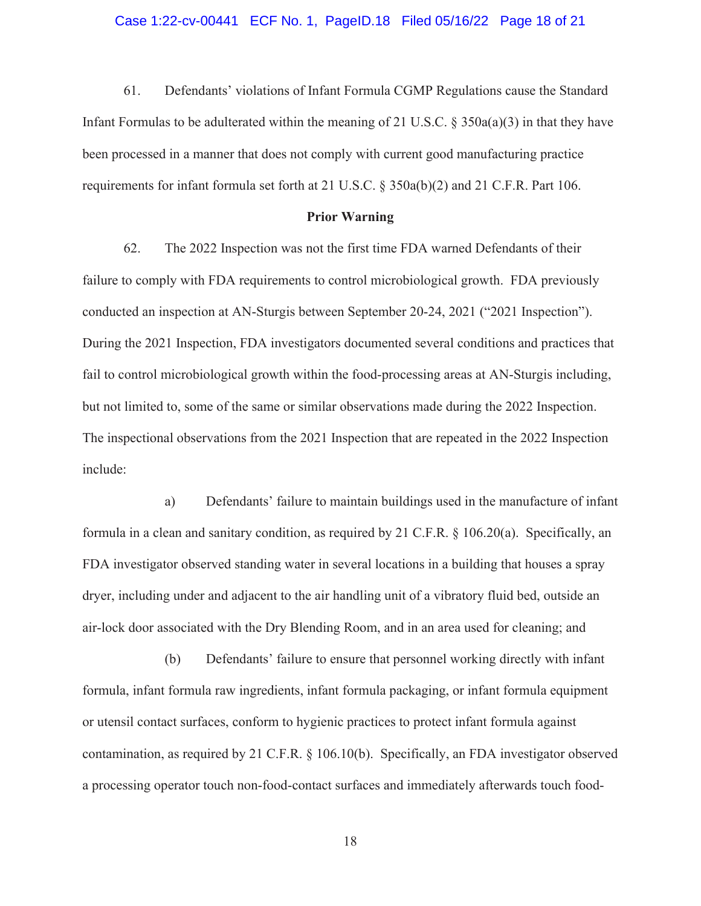61. Defendants' violations of Infant Formula CGMP Regulations cause the Standard Infant Formulas to be adulterated within the meaning of 21 U.S.C. § 350a(a)(3) in that they have been processed in a manner that does not comply with current good manufacturing practice requirements for infant formula set forth at 21 U.S.C. § 350a(b)(2) and 21 C.F.R. Part 106.

**Prior Warning**

62. The 2022 Inspection was not the first time FDA warned Defendants of their failure to comply with FDA requirements to control microbiological growth. FDA previously conducted an inspection at AN-Sturgis between September 20-24, 2021 ("2021 Inspection"). During the 2021 Inspection, FDA investigators documented several conditions and practices that fail to control microbiological growth within the food-processing areas at AN-Sturgis including, but not limited to, some of the same or similar observations made during the 2022 Inspection. The inspectional observations from the 2021 Inspection that are repeated in the 2022 Inspection include:

a) Defendants' failure to maintain buildings used in the manufacture of infant formula in a clean and sanitary condition, as required by 21 C.F.R. § 106.20(a). Specifically, an FDA investigator observed standing water in several locations in a building that houses a spray dryer, including under and adjacent to the air handling unit of a vibratory fluid bed, outside an air-lock door associated with the Dry Blending Room, and in an area used for cleaning; and

(b) Defendants' failure to ensure that personnel working directly with infant formula, infant formula raw ingredients, infant formula packaging, or infant formula equipment or utensil contact surfaces, conform to hygienic practices to protect infant formula against contamination, as required by 21 C.F.R. § 106.10(b). Specifically, an FDA investigator observed a processing operator touch non-food-contact surfaces and immediately afterwards touch food-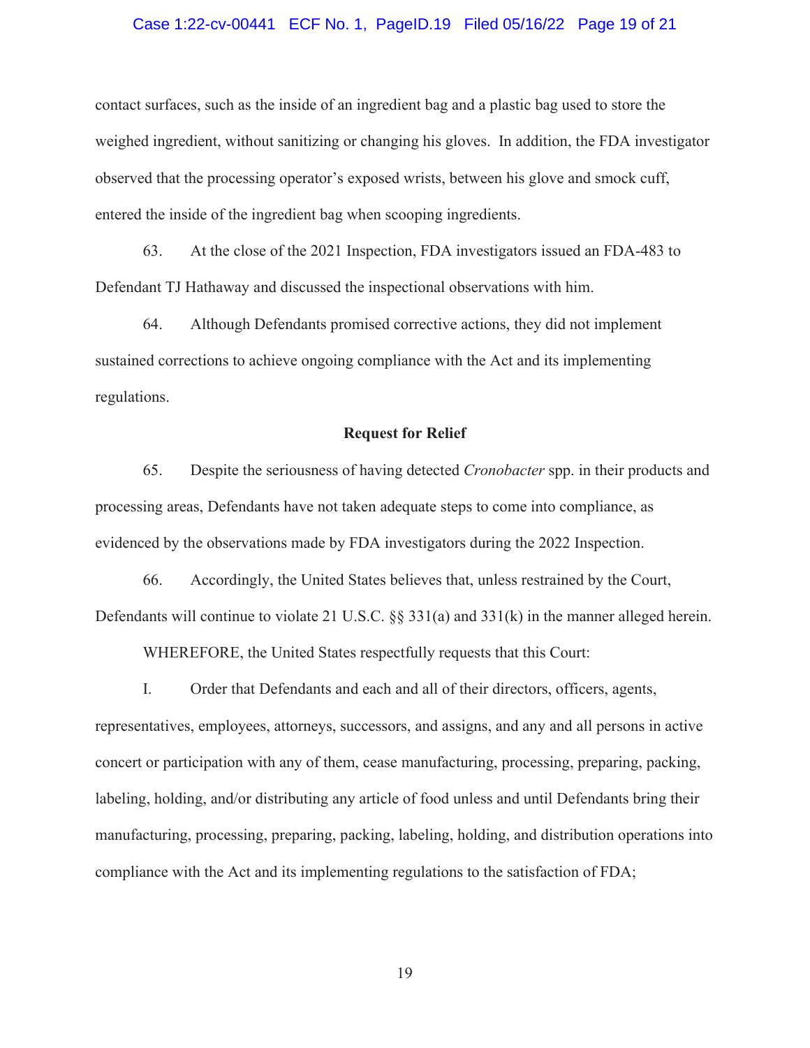contact surfaces, such as the inside of an ingredient bag and a plastic bag used to store the weighed ingredient, without sanitizing or changing his gloves. In addition, the FDA investigator observed that the processing operator's exposed wrists, between his glove and smock cuff, entered the inside of the ingredient bag when scooping ingredients.

63. At the close of the 2021 Inspection, FDA investigators issued an FDA-483 to Defendant TJ Hathaway and discussed the inspectional observations with him.

64. Although Defendants promised corrective actions, they did not implement sustained corrections to achieve ongoing compliance with the Act and its implementing regulations.

**Request for Relief**

65. Despite the seriousness of having detected *Cronobacter* spp. in their products and processing areas, Defendants have not taken adequate steps to come into compliance, as evidenced by the observations made by FDA investigators during the 2022 Inspection.

66. Accordingly, the United States believes that, unless restrained by the Court, Defendants will continue to violate 21 U.S.C. §§ 331(a) and 331(k) in the manner alleged herein.

WHEREFORE, the United States respectfully requests that this Court:

I. Order that Defendants and each and all of their directors, officers, agents, representatives, employees, attorneys, successors, and assigns, and any and all persons in active concert or participation with any of them, cease manufacturing, processing, preparing, packing, labeling, holding, and/or distributing any article of food unless and until Defendants bring their manufacturing, processing, preparing, packing, labeling, holding, and distribution operations into compliance with the Act and its implementing regulations to the satisfaction of FDA;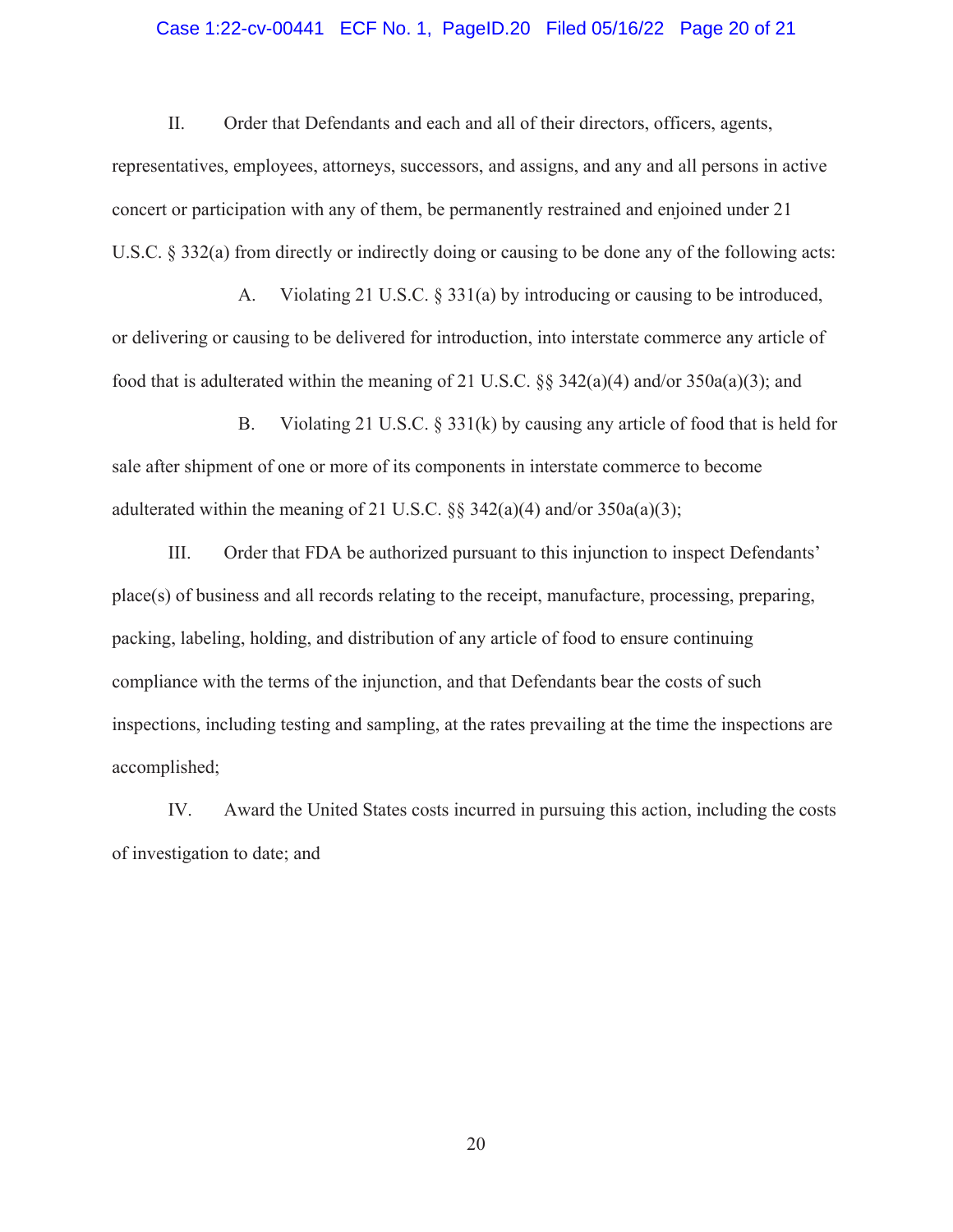II. Order that Defendants and each and all of their directors, officers, agents, representatives, employees, attorneys, successors, and assigns, and any and all persons in active concert or participation with any of them, be permanently restrained and enjoined under 21 U.S.C. § 332(a) from directly or indirectly doing or causing to be done any of the following acts:

A. Violating 21 U.S.C. § 331(a) by introducing or causing to be introduced, or delivering or causing to be delivered for introduction, into interstate commerce any article of food that is adulterated within the meaning of 21 U.S.C. §§ 342(a)(4) and/or 350a(a)(3); and

B. Violating 21 U.S.C. § 331(k) by causing any article of food that is held for sale after shipment of one or more of its components in interstate commerce to become adulterated within the meaning of 21 U.S.C. §§ 342(a)(4) and/or 350a(a)(3);

III. Order that FDA be authorized pursuant to this injunction to inspect Defendants' place(s) of business and all records relating to the receipt, manufacture, processing, preparing, packing, labeling, holding, and distribution of any article of food to ensure continuing compliance with the terms of the injunction, and that Defendants bear the costs of such inspections, including testing and sampling, at the rates prevailing at the time the inspections are accomplished;

IV. Award the United States costs incurred in pursuing this action, including the costs of investigation to date; and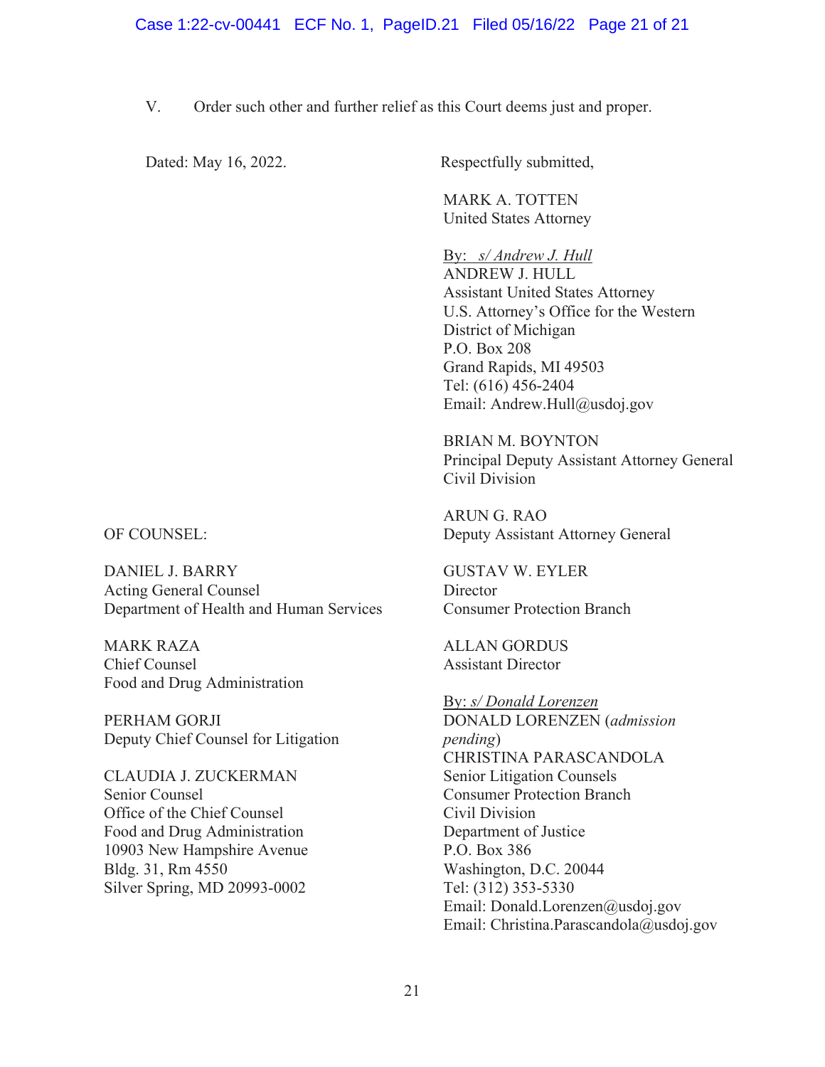V. Order such other and further relief as this Court deems just and proper.

Dated: May 16, 2022.

Respectfully submitted,

MARK A. TOTTEN
United States Attorney

By: _s/ Andrew J. Hull_
ANDREW J. HULL
Assistant United States Attorney
U.S. Attorney's Office for the Western District of Michigan
P.O. Box 208
Grand Rapids, MI 49503
Tel: (616) 456-2404
Email: Andrew.Hull@usdoj.gov

BRIAN M. BOYNTON
Principal Deputy Assistant Attorney General
Civil Division

ARUN G. RAO
Deputy Assistant Attorney General

GUSTAV W. EYLER
Director
Consumer Protection Branch

ALLAN GORDUS
Assistant Director

By: _s/ Donald Lorenzen_
DONALD LORENZEN (*admission pending*)
CHRISTINA PARASCANDOLA
Senior Litigation Counsels
Consumer Protection Branch
Civil Division
Department of Justice
P.O. Box 386
Washington, D.C. 20044
Tel: (312) 353-5330
Email: Donald.Lorenzen@usdoj.gov
Email: Christina.Parascandola@usdoj.gov

OF COUNSEL:

DANIEL J. BARRY
Acting General Counsel
Department of Health and Human Services

MARK RAZA
Chief Counsel
Food and Drug Administration

PERHAM GORJI
Deputy Chief Counsel for Litigation

CLAUDIA J. ZUCKERMAN
Senior Counsel
Office of the Chief Counsel
Food and Drug Administration
10903 New Hampshire Avenue
Bldg. 31, Rm 4550
Silver Spring, MD 20993-0002